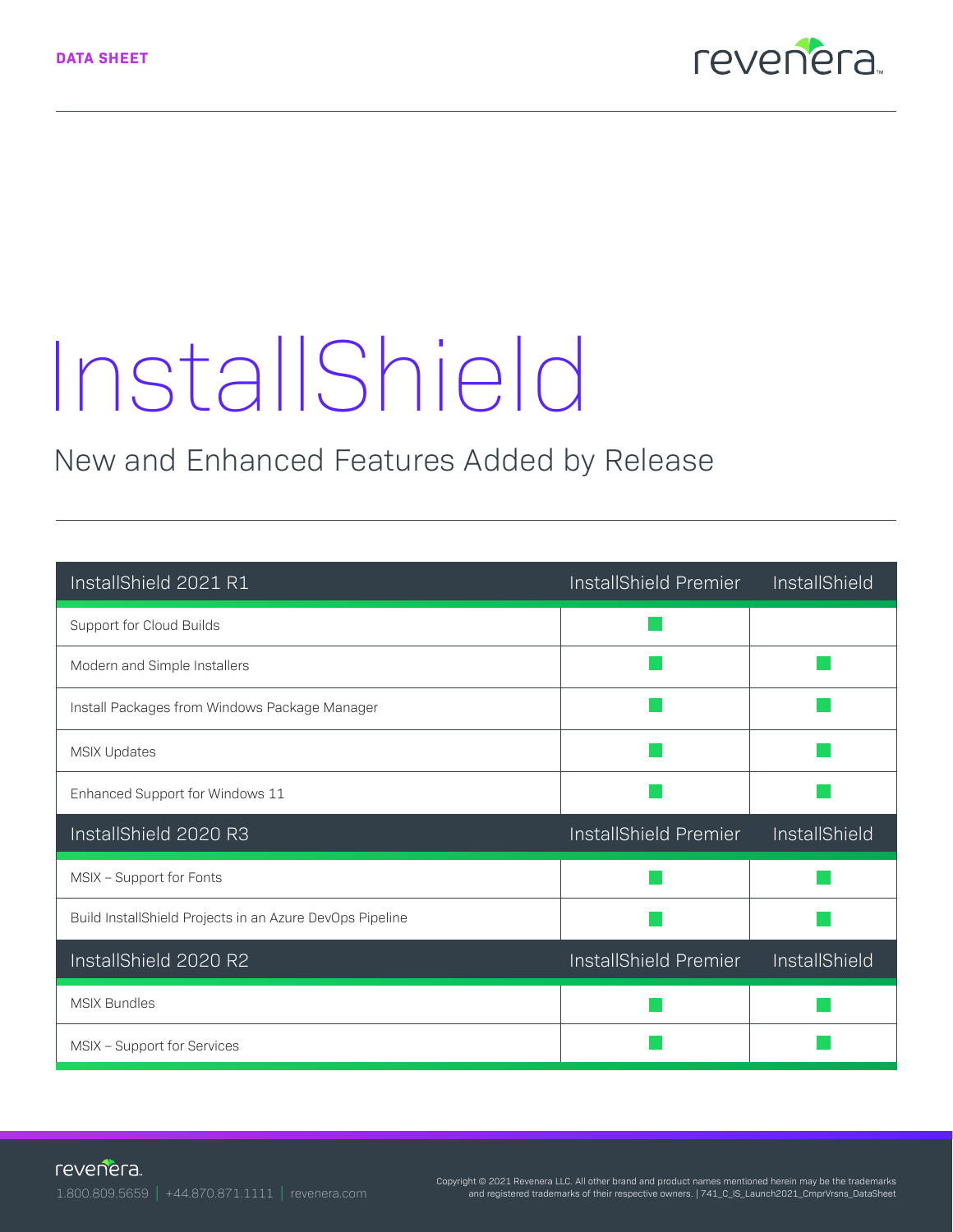DATA SHEET

# InstallShield

## New and Enhanced Features Added by Release

| InstallShield 2021 R1 | InstallShield Premier | InstallShield |
|---|---|---|
| Support for Cloud Builds | ■ | |
| Modern and Simple Installers | ■ | ■ |
| Install Packages from Windows Package Manager | ■ | ■ |
| MSIX Updates | ■ | ■ |
| Enhanced Support for Windows 11 | ■ | ■ |
| **InstallShield 2020 R3** | **InstallShield Premier** | **InstallShield** |
| MSIX – Support for Fonts | ■ | ■ |
| Build InstallShield Projects in an Azure DevOps Pipeline | ■ | ■ |
| **InstallShield 2020 R2** | **InstallShield Premier** | **InstallShield** |
| MSIX Bundles | ■ | ■ |
| MSIX – Support for Services | ■ | ■ |

1.800.809.5659 | +44.870.871.1111 | revenera.com

Copyright © 2021 Revenera LLC. All other brand and product names mentioned herein may be the trademarks and registered trademarks of their respective owners. | 741_C_IS_Launch2021_CmprVrsns_DataSheet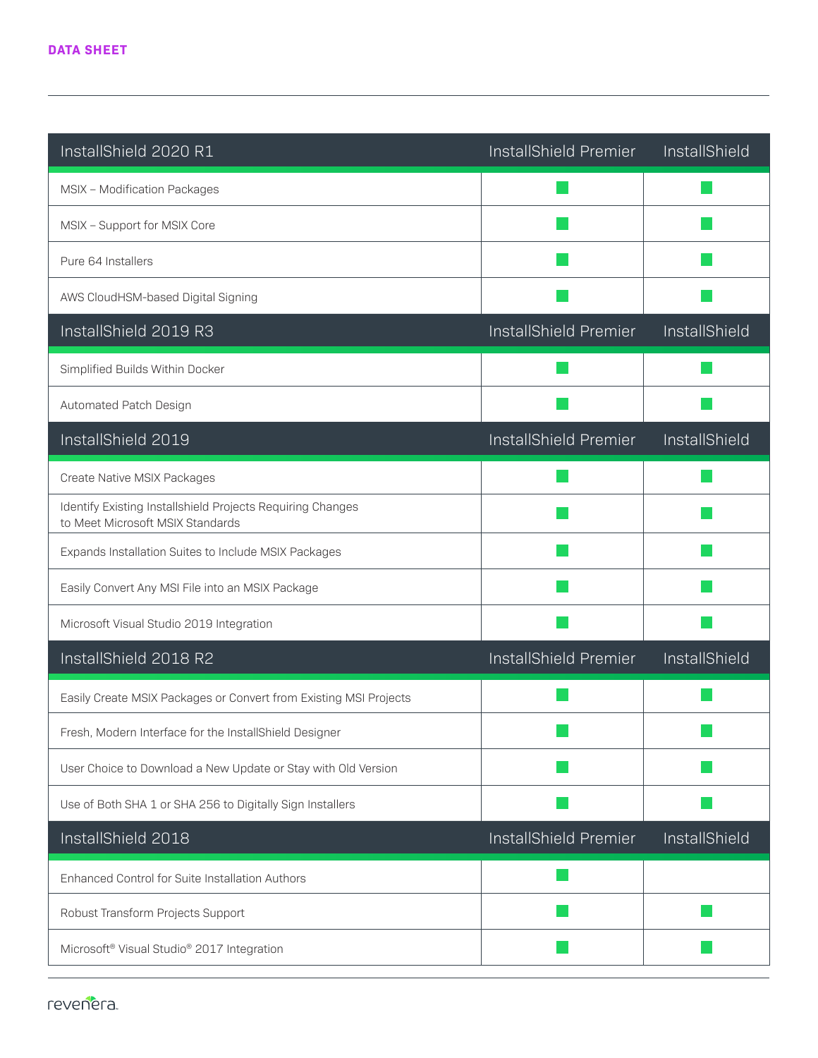| InstallShield 2020 R1 | InstallShield Premier | InstallShield |
|---|---|---|
| MSIX – Modification Packages | ■ | ■ |
| MSIX – Support for MSIX Core | ■ | ■ |
| Pure 64 Installers | ■ | ■ |
| AWS CloudHSM-based Digital Signing | ■ | ■ |
| **InstallShield 2019 R3** | **InstallShield Premier** | **InstallShield** |
| Simplified Builds Within Docker | ■ | ■ |
| Automated Patch Design | ■ | ■ |
| **InstallShield 2019** | **InstallShield Premier** | **InstallShield** |
| Create Native MSIX Packages | ■ | ■ |
| Identify Existing Installshield Projects Requiring Changes to Meet Microsoft MSIX Standards | ■ | ■ |
| Expands Installation Suites to Include MSIX Packages | ■ | ■ |
| Easily Convert Any MSI File into an MSIX Package | ■ | ■ |
| Microsoft Visual Studio 2019 Integration | ■ | ■ |
| **InstallShield 2018 R2** | **InstallShield Premier** | **InstallShield** |
| Easily Create MSIX Packages or Convert from Existing MSI Projects | ■ | ■ |
| Fresh, Modern Interface for the InstallShield Designer | ■ | ■ |
| User Choice to Download a New Update or Stay with Old Version | ■ | ■ |
| Use of Both SHA 1 or SHA 256 to Digitally Sign Installers | ■ | ■ |
| **InstallShield 2018** | **InstallShield Premier** | **InstallShield** |
| Enhanced Control for Suite Installation Authors | ■ | |
| Robust Transform Projects Support | ■ | ■ |
| Microsoft® Visual Studio® 2017 Integration | ■ | ■ |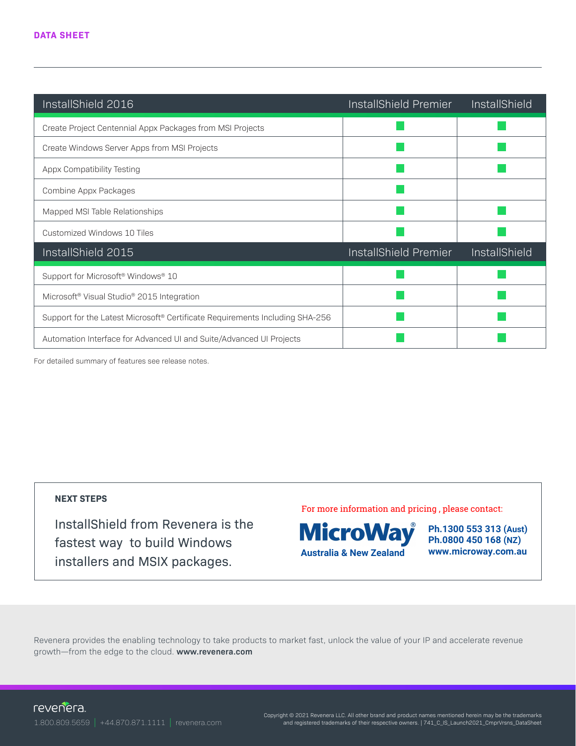**DATA SHEET**

| InstallShield 2016 | InstallShield Premier | InstallShield |
|---|---|---|
| Create Project Centennial Appx Packages from MSI Projects | ■ | ■ |
| Create Windows Server Apps from MSI Projects | ■ | ■ |
| Appx Compatibility Testing | ■ | ■ |
| Combine Appx Packages | ■ | |
| Mapped MSI Table Relationships | ■ | ■ |
| Customized Windows 10 Tiles | ■ | ■ |
| **InstallShield 2015** | **InstallShield Premier** | **InstallShield** |
| Support for Microsoft® Windows® 10 | ■ | ■ |
| Microsoft® Visual Studio® 2015 Integration | ■ | ■ |
| Support for the Latest Microsoft® Certificate Requirements Including SHA-256 | ■ | ■ |
| Automation Interface for Advanced UI and Suite/Advanced UI Projects | ■ | ■ |

For detailed summary of features see release notes.

**NEXT STEPS**

InstallShield from Revenera is the fastest way to build Windows installers and MSIX packages.

For more information and pricing , please contact:

MicroWay®
Australia & New Zealand

**Ph.1300 553 313 (Aust)**
**Ph.0800 450 168 (NZ)**
**www.microway.com.au**

Revenera provides the enabling technology to take products to market fast, unlock the value of your IP and accelerate revenue growth—from the edge to the cloud. **www.revenera.com**

revenera.
1.800.809.5659 | +44.870.871.1111 | revenera.com

Copyright © 2021 Revenera LLC. All other brand and product names mentioned herein may be the trademarks and registered trademarks of their respective owners. | 741_C_IS_Launch2021_CmprVrsns_DataSheet